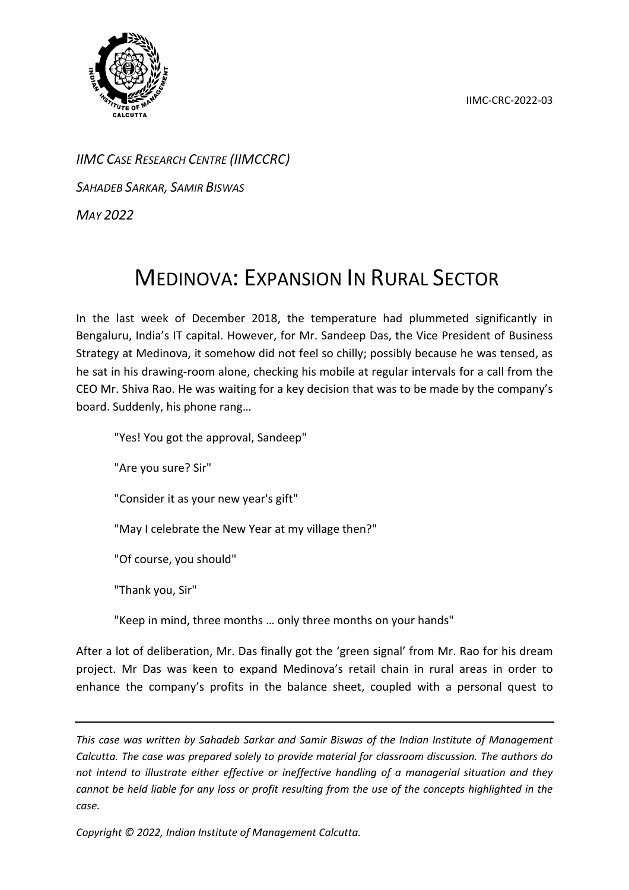IIMC-CRC-2022-03

*IIMC Case Research Centre (IIMCCRC)*

*Sahadeb Sarkar, Samir Biswas*

*May 2022*

# Medinova: Expansion In Rural Sector

In the last week of December 2018, the temperature had plummeted significantly in Bengaluru, India's IT capital. However, for Mr. Sandeep Das, the Vice President of Business Strategy at Medinova, it somehow did not feel so chilly; possibly because he was tensed, as he sat in his drawing-room alone, checking his mobile at regular intervals for a call from the CEO Mr. Shiva Rao. He was waiting for a key decision that was to be made by the company's board. Suddenly, his phone rang…

> "Yes! You got the approval, Sandeep"
>
> "Are you sure? Sir"
>
> "Consider it as your new year's gift"
>
> "May I celebrate the New Year at my village then?"
>
> "Of course, you should"
>
> "Thank you, Sir"
>
> "Keep in mind, three months … only three months on your hands"

After a lot of deliberation, Mr. Das finally got the 'green signal' from Mr. Rao for his dream project. Mr Das was keen to expand Medinova's retail chain in rural areas in order to enhance the company's profits in the balance sheet, coupled with a personal quest to

---

*This case was written by Sahadeb Sarkar and Samir Biswas of the Indian Institute of Management Calcutta. The case was prepared solely to provide material for classroom discussion. The authors do not intend to illustrate either effective or ineffective handling of a managerial situation and they cannot be held liable for any loss or profit resulting from the use of the concepts highlighted in the case.*

*Copyright © 2022, Indian Institute of Management Calcutta.*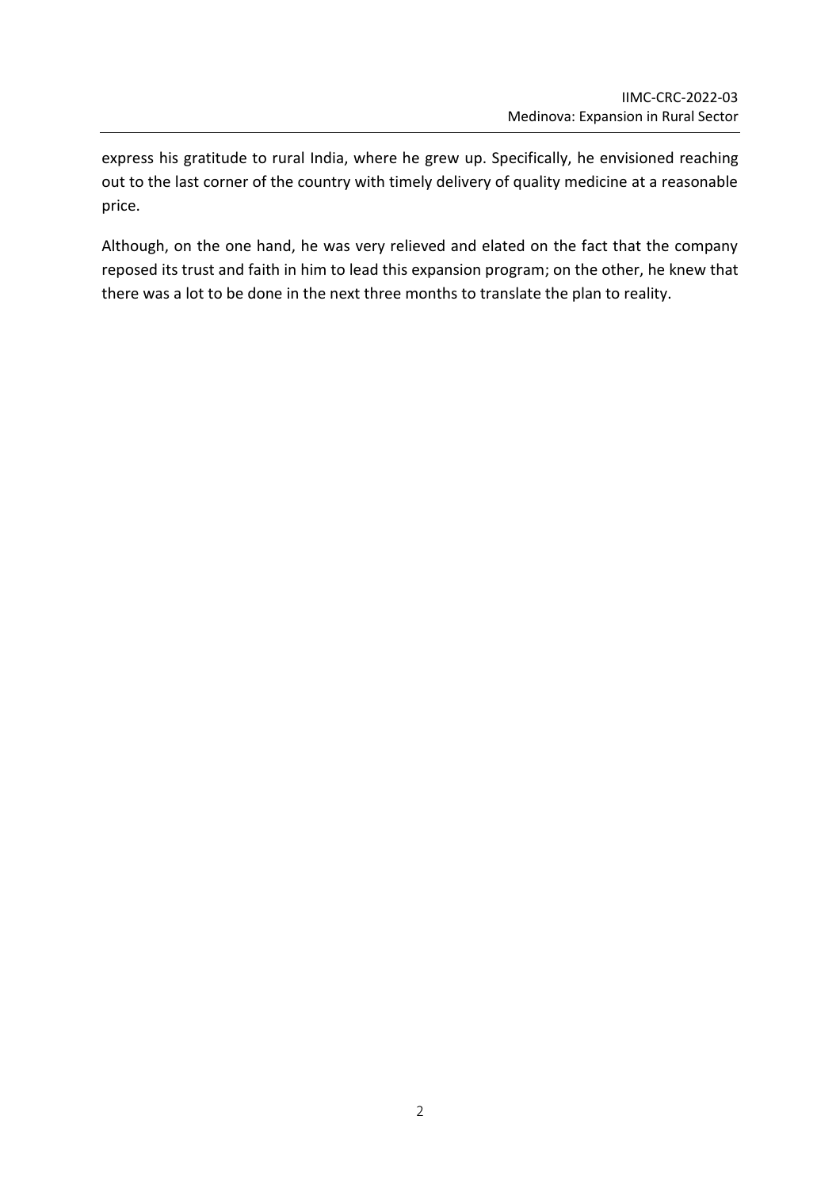express his gratitude to rural India, where he grew up. Specifically, he envisioned reaching out to the last corner of the country with timely delivery of quality medicine at a reasonable price.

Although, on the one hand, he was very relieved and elated on the fact that the company reposed its trust and faith in him to lead this expansion program; on the other, he knew that there was a lot to be done in the next three months to translate the plan to reality.